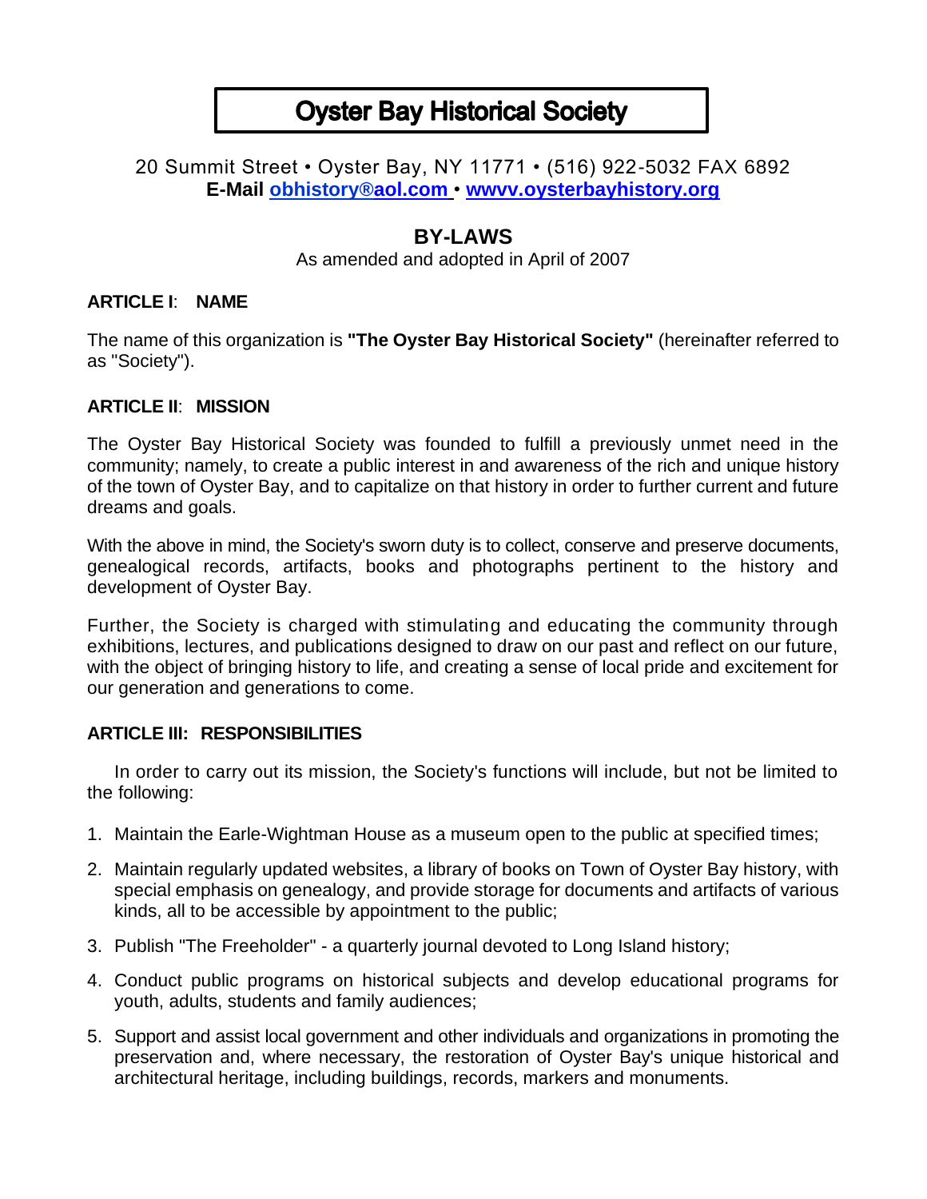# Oyster Bay Historical Society

20 Summit Street • Oyster Bay, NY 11771 • (516) 922-5032 FAX 6892
**E-Mail obhistory®aol.com • wwvv.oysterbayhistory.org**

## BY-LAWS

As amended and adopted in April of 2007

### ARTICLE I: NAME

The name of this organization is **"The Oyster Bay Historical Society"** (hereinafter referred to as "Society").

### ARTICLE II: MISSION

The Oyster Bay Historical Society was founded to fulfill a previously unmet need in the community; namely, to create a public interest in and awareness of the rich and unique history of the town of Oyster Bay, and to capitalize on that history in order to further current and future dreams and goals.

With the above in mind, the Society's sworn duty is to collect, conserve and preserve documents, genealogical records, artifacts, books and photographs pertinent to the history and development of Oyster Bay.

Further, the Society is charged with stimulating and educating the community through exhibitions, lectures, and publications designed to draw on our past and reflect on our future, with the object of bringing history to life, and creating a sense of local pride and excitement for our generation and generations to come.

### ARTICLE III: RESPONSIBILITIES

In order to carry out its mission, the Society's functions will include, but not be limited to the following:

1. Maintain the Earle-Wightman House as a museum open to the public at specified times;
2. Maintain regularly updated websites, a library of books on Town of Oyster Bay history, with special emphasis on genealogy, and provide storage for documents and artifacts of various kinds, all to be accessible by appointment to the public;
3. Publish "The Freeholder" - a quarterly journal devoted to Long Island history;
4. Conduct public programs on historical subjects and develop educational programs for youth, adults, students and family audiences;
5. Support and assist local government and other individuals and organizations in promoting the preservation and, where necessary, the restoration of Oyster Bay's unique historical and architectural heritage, including buildings, records, markers and monuments.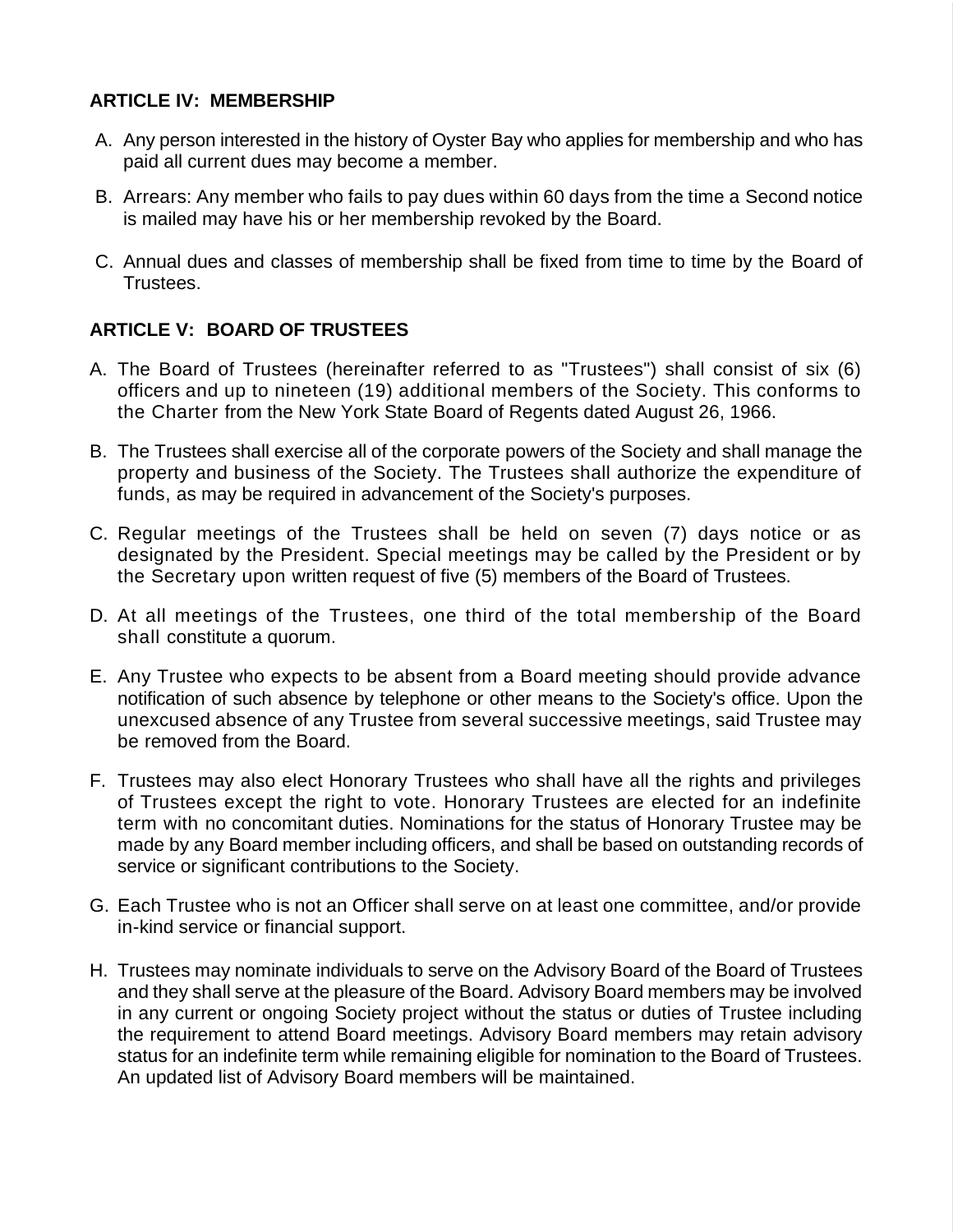## ARTICLE IV: MEMBERSHIP

A. Any person interested in the history of Oyster Bay who applies for membership and who has paid all current dues may become a member.

B. Arrears: Any member who fails to pay dues within 60 days from the time a Second notice is mailed may have his or her membership revoked by the Board.

C. Annual dues and classes of membership shall be fixed from time to time by the Board of Trustees.

## ARTICLE V: BOARD OF TRUSTEES

A. The Board of Trustees (hereinafter referred to as "Trustees") shall consist of six (6) officers and up to nineteen (19) additional members of the Society. This conforms to the Charter from the New York State Board of Regents dated August 26, 1966.

B. The Trustees shall exercise all of the corporate powers of the Society and shall manage the property and business of the Society. The Trustees shall authorize the expenditure of funds, as may be required in advancement of the Society's purposes.

C. Regular meetings of the Trustees shall be held on seven (7) days notice or as designated by the President. Special meetings may be called by the President or by the Secretary upon written request of five (5) members of the Board of Trustees.

D. At all meetings of the Trustees, one third of the total membership of the Board shall constitute a quorum.

E. Any Trustee who expects to be absent from a Board meeting should provide advance notification of such absence by telephone or other means to the Society's office. Upon the unexcused absence of any Trustee from several successive meetings, said Trustee may be removed from the Board.

F. Trustees may also elect Honorary Trustees who shall have all the rights and privileges of Trustees except the right to vote. Honorary Trustees are elected for an indefinite term with no concomitant duties. Nominations for the status of Honorary Trustee may be made by any Board member including officers, and shall be based on outstanding records of service or significant contributions to the Society.

G. Each Trustee who is not an Officer shall serve on at least one committee, and/or provide in-kind service or financial support.

H. Trustees may nominate individuals to serve on the Advisory Board of the Board of Trustees and they shall serve at the pleasure of the Board. Advisory Board members may be involved in any current or ongoing Society project without the status or duties of Trustee including the requirement to attend Board meetings. Advisory Board members may retain advisory status for an indefinite term while remaining eligible for nomination to the Board of Trustees. An updated list of Advisory Board members will be maintained.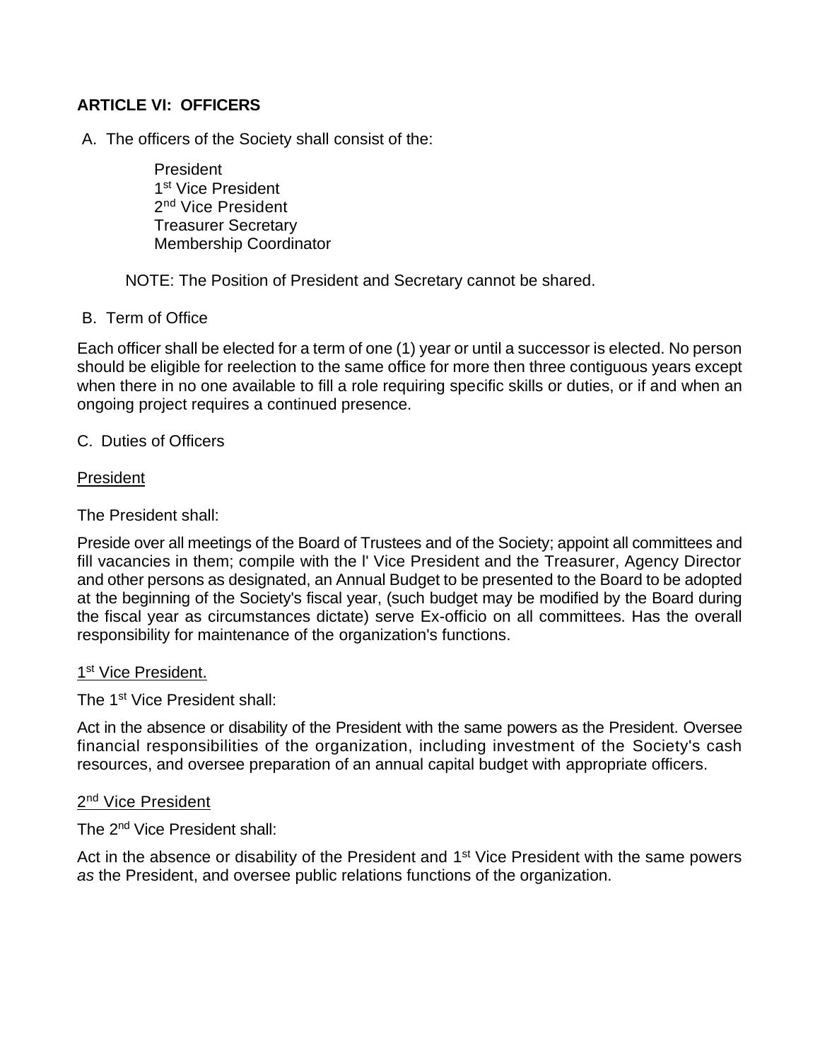**ARTICLE VI: OFFICERS**

A. The officers of the Society shall consist of the:

President
1st Vice President
2nd Vice President
Treasurer Secretary
Membership Coordinator

NOTE: The Position of President and Secretary cannot be shared.

B. Term of Office

Each officer shall be elected for a term of one (1) year or until a successor is elected. No person should be eligible for reelection to the same office for more then three contiguous years except when there in no one available to fill a role requiring specific skills or duties, or if and when an ongoing project requires a continued presence.

C. Duties of Officers

<u>President</u>

The President shall:

Preside over all meetings of the Board of Trustees and of the Society; appoint all committees and fill vacancies in them; compile with the l' Vice President and the Treasurer, Agency Director and other persons as designated, an Annual Budget to be presented to the Board to be adopted at the beginning of the Society's fiscal year, (such budget may be modified by the Board during the fiscal year as circumstances dictate) serve Ex-officio on all committees. Has the overall responsibility for maintenance of the organization's functions.

<u>1st Vice President.</u>

The 1st Vice President shall:

Act in the absence or disability of the President with the same powers as the President. Oversee financial responsibilities of the organization, including investment of the Society's cash resources, and oversee preparation of an annual capital budget with appropriate officers.

<u>2nd Vice President</u>

The 2nd Vice President shall:

Act in the absence or disability of the President and 1st Vice President with the same powers *as* the President, and oversee public relations functions of the organization.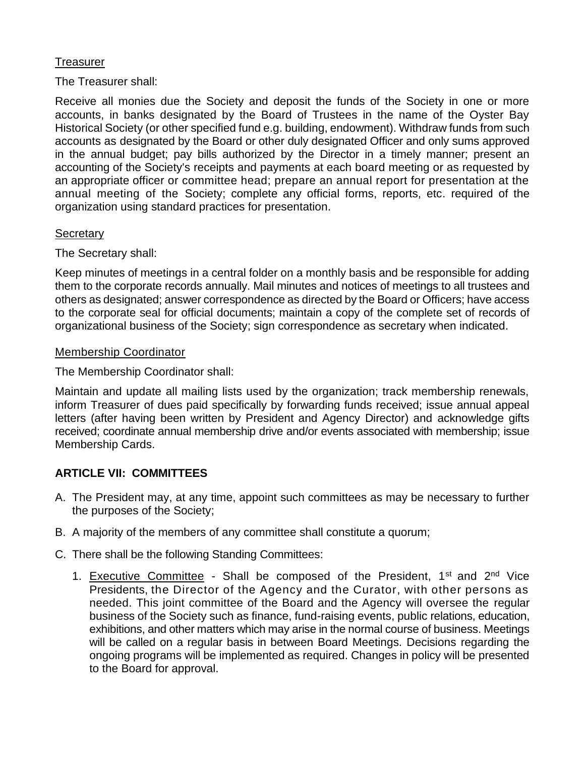<u>Treasurer</u>

The Treasurer shall:

Receive all monies due the Society and deposit the funds of the Society in one or more accounts, in banks designated by the Board of Trustees in the name of the Oyster Bay Historical Society (or other specified fund e.g. building, endowment). Withdraw funds from such accounts as designated by the Board or other duly designated Officer and only sums approved in the annual budget; pay bills authorized by the Director in a timely manner; present an accounting of the Society's receipts and payments at each board meeting or as requested by an appropriate officer or committee head; prepare an annual report for presentation at the annual meeting of the Society; complete any official forms, reports, etc. required of the organization using standard practices for presentation.

<u>Secretary</u>

The Secretary shall:

Keep minutes of meetings in a central folder on a monthly basis and be responsible for adding them to the corporate records annually. Mail minutes and notices of meetings to all trustees and others as designated; answer correspondence as directed by the Board or Officers; have access to the corporate seal for official documents; maintain a copy of the complete set of records of organizational business of the Society; sign correspondence as secretary when indicated.

<u>Membership Coordinator</u>

The Membership Coordinator shall:

Maintain and update all mailing lists used by the organization; track membership renewals, inform Treasurer of dues paid specifically by forwarding funds received; issue annual appeal letters (after having been written by President and Agency Director) and acknowledge gifts received; coordinate annual membership drive and/or events associated with membership; issue Membership Cards.

## ARTICLE VII: COMMITTEES

A. The President may, at any time, appoint such committees as may be necessary to further the purposes of the Society;

B. A majority of the members of any committee shall constitute a quorum;

C. There shall be the following Standing Committees:

   1. <u>Executive Committee</u> - Shall be composed of the President, 1st and 2nd Vice Presidents, the Director of the Agency and the Curator, with other persons as needed. This joint committee of the Board and the Agency will oversee the regular business of the Society such as finance, fund-raising events, public relations, education, exhibitions, and other matters which may arise in the normal course of business. Meetings will be called on a regular basis in between Board Meetings. Decisions regarding the ongoing programs will be implemented as required. Changes in policy will be presented to the Board for approval.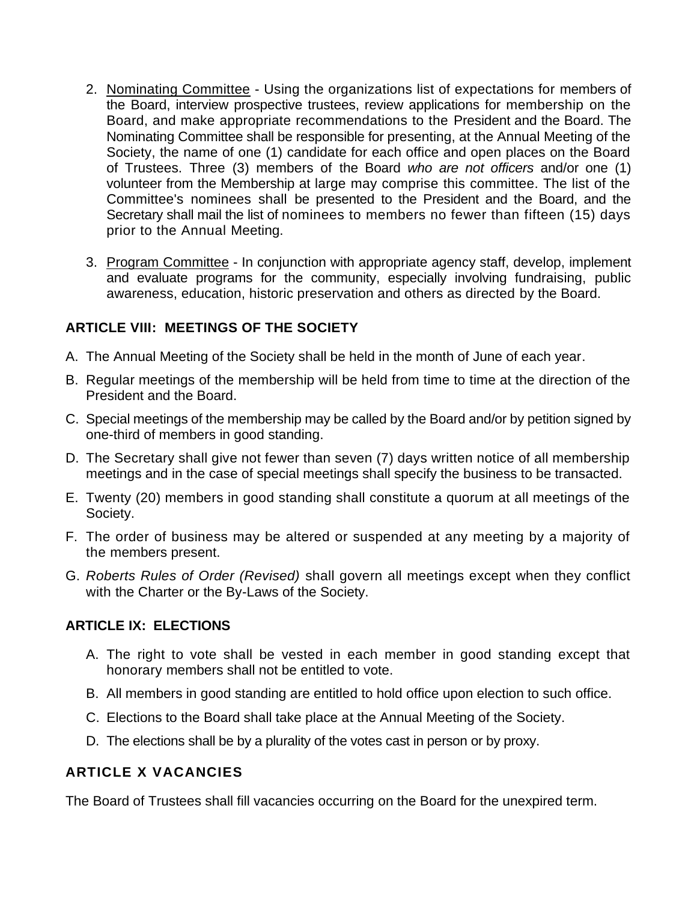2. Nominating Committee - Using the organizations list of expectations for members of the Board, interview prospective trustees, review applications for membership on the Board, and make appropriate recommendations to the President and the Board. The Nominating Committee shall be responsible for presenting, at the Annual Meeting of the Society, the name of one (1) candidate for each office and open places on the Board of Trustees. Three (3) members of the Board *who are not officers* and/or one (1) volunteer from the Membership at large may comprise this committee. The list of the Committee's nominees shall be presented to the President and the Board, and the Secretary shall mail the list of nominees to members no fewer than fifteen (15) days prior to the Annual Meeting.

3. Program Committee - In conjunction with appropriate agency staff, develop, implement and evaluate programs for the community, especially involving fundraising, public awareness, education, historic preservation and others as directed by the Board.

## ARTICLE VIII: MEETINGS OF THE SOCIETY

A. The Annual Meeting of the Society shall be held in the month of June of each year.

B. Regular meetings of the membership will be held from time to time at the direction of the President and the Board.

C. Special meetings of the membership may be called by the Board and/or by petition signed by one-third of members in good standing.

D. The Secretary shall give not fewer than seven (7) days written notice of all membership meetings and in the case of special meetings shall specify the business to be transacted.

E. Twenty (20) members in good standing shall constitute a quorum at all meetings of the Society.

F. The order of business may be altered or suspended at any meeting by a majority of the members present.

G. *Roberts Rules of Order (Revised)* shall govern all meetings except when they conflict with the Charter or the By-Laws of the Society.

## ARTICLE IX: ELECTIONS

A. The right to vote shall be vested in each member in good standing except that honorary members shall not be entitled to vote.

B. All members in good standing are entitled to hold office upon election to such office.

C. Elections to the Board shall take place at the Annual Meeting of the Society.

D. The elections shall be by a plurality of the votes cast in person or by proxy.

## ARTICLE X VACANCIES

The Board of Trustees shall fill vacancies occurring on the Board for the unexpired term.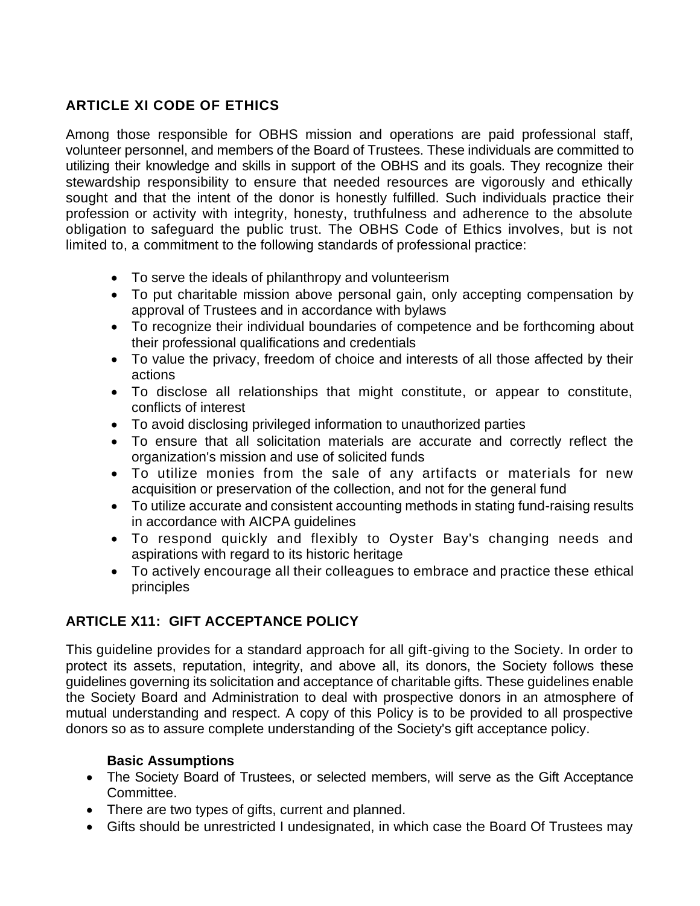## ARTICLE XI CODE OF ETHICS

Among those responsible for OBHS mission and operations are paid professional staff, volunteer personnel, and members of the Board of Trustees. These individuals are committed to utilizing their knowledge and skills in support of the OBHS and its goals. They recognize their stewardship responsibility to ensure that needed resources are vigorously and ethically sought and that the intent of the donor is honestly fulfilled. Such individuals practice their profession or activity with integrity, honesty, truthfulness and adherence to the absolute obligation to safeguard the public trust. The OBHS Code of Ethics involves, but is not limited to, a commitment to the following standards of professional practice:

- To serve the ideals of philanthropy and volunteerism
- To put charitable mission above personal gain, only accepting compensation by approval of Trustees and in accordance with bylaws
- To recognize their individual boundaries of competence and be forthcoming about their professional qualifications and credentials
- To value the privacy, freedom of choice and interests of all those affected by their actions
- To disclose all relationships that might constitute, or appear to constitute, conflicts of interest
- To avoid disclosing privileged information to unauthorized parties
- To ensure that all solicitation materials are accurate and correctly reflect the organization's mission and use of solicited funds
- To utilize monies from the sale of any artifacts or materials for new acquisition or preservation of the collection, and not for the general fund
- To utilize accurate and consistent accounting methods in stating fund-raising results in accordance with AICPA guidelines
- To respond quickly and flexibly to Oyster Bay's changing needs and aspirations with regard to its historic heritage
- To actively encourage all their colleagues to embrace and practice these ethical principles

## ARTICLE X11: GIFT ACCEPTANCE POLICY

This guideline provides for a standard approach for all gift-giving to the Society. In order to protect its assets, reputation, integrity, and above all, its donors, the Society follows these guidelines governing its solicitation and acceptance of charitable gifts. These guidelines enable the Society Board and Administration to deal with prospective donors in an atmosphere of mutual understanding and respect. A copy of this Policy is to be provided to all prospective donors so as to assure complete understanding of the Society's gift acceptance policy.

### Basic Assumptions

- The Society Board of Trustees, or selected members, will serve as the Gift Acceptance Committee.
- There are two types of gifts, current and planned.
- Gifts should be unrestricted I undesignated, in which case the Board Of Trustees may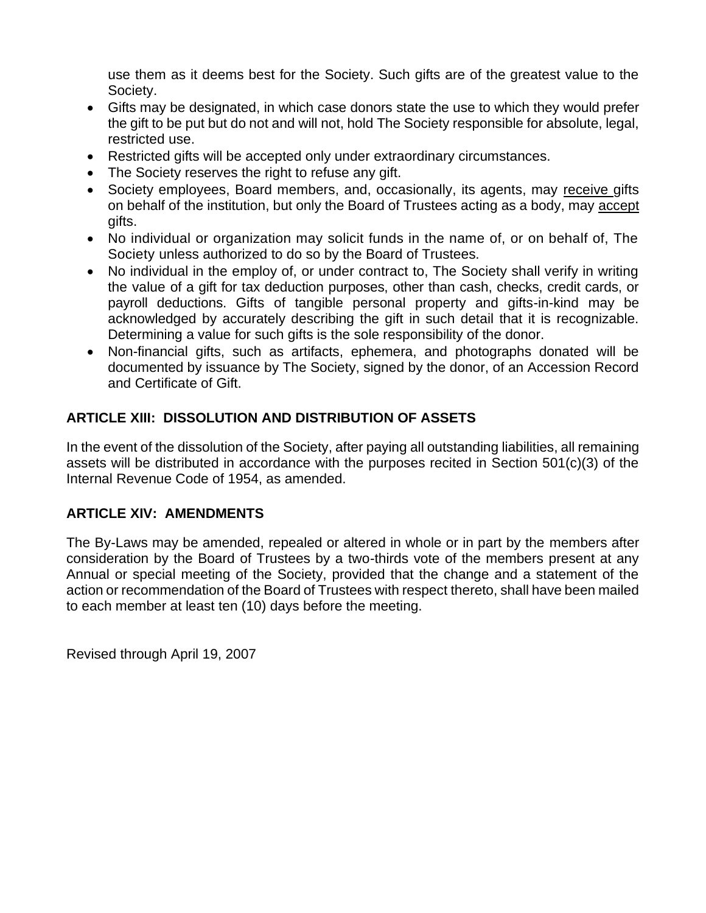use them as it deems best for the Society. Such gifts are of the greatest value to the Society.

- Gifts may be designated, in which case donors state the use to which they would prefer the gift to be put but do not and will not, hold The Society responsible for absolute, legal, restricted use.
- Restricted gifts will be accepted only under extraordinary circumstances.
- The Society reserves the right to refuse any gift.
- Society employees, Board members, and, occasionally, its agents, may <u>receive</u> gifts on behalf of the institution, but only the Board of Trustees acting as a body, may <u>accept</u> gifts.
- No individual or organization may solicit funds in the name of, or on behalf of, The Society unless authorized to do so by the Board of Trustees.
- No individual in the employ of, or under contract to, The Society shall verify in writing the value of a gift for tax deduction purposes, other than cash, checks, credit cards, or payroll deductions. Gifts of tangible personal property and gifts-in-kind may be acknowledged by accurately describing the gift in such detail that it is recognizable. Determining a value for such gifts is the sole responsibility of the donor.
- Non-financial gifts, such as artifacts, ephemera, and photographs donated will be documented by issuance by The Society, signed by the donor, of an Accession Record and Certificate of Gift.

## ARTICLE XIII: DISSOLUTION AND DISTRIBUTION OF ASSETS

In the event of the dissolution of the Society, after paying all outstanding liabilities, all remaining assets will be distributed in accordance with the purposes recited in Section 501(c)(3) of the Internal Revenue Code of 1954, as amended.

## ARTICLE XIV: AMENDMENTS

The By-Laws may be amended, repealed or altered in whole or in part by the members after consideration by the Board of Trustees by a two-thirds vote of the members present at any Annual or special meeting of the Society, provided that the change and a statement of the action or recommendation of the Board of Trustees with respect thereto, shall have been mailed to each member at least ten (10) days before the meeting.

Revised through April 19, 2007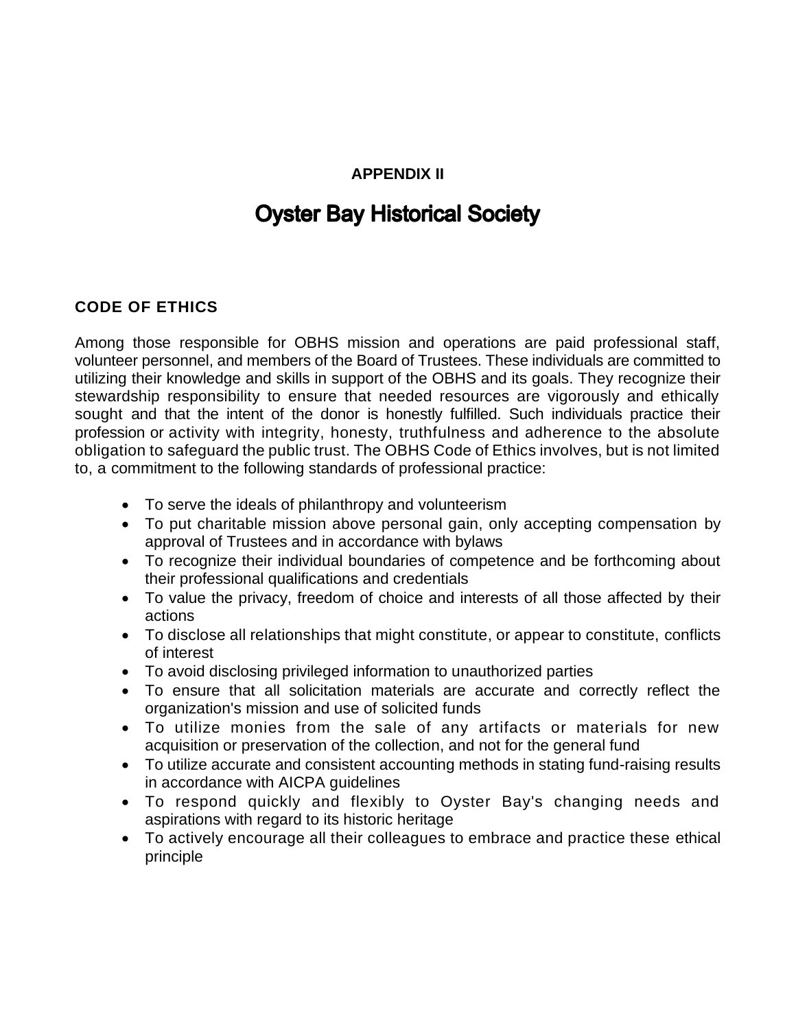**APPENDIX II**

# Oyster Bay Historical Society

## CODE OF ETHICS

Among those responsible for OBHS mission and operations are paid professional staff, volunteer personnel, and members of the Board of Trustees. These individuals are committed to utilizing their knowledge and skills in support of the OBHS and its goals. They recognize their stewardship responsibility to ensure that needed resources are vigorously and ethically sought and that the intent of the donor is honestly fulfilled. Such individuals practice their profession or activity with integrity, honesty, truthfulness and adherence to the absolute obligation to safeguard the public trust. The OBHS Code of Ethics involves, but is not limited to, a commitment to the following standards of professional practice:

- To serve the ideals of philanthropy and volunteerism
- To put charitable mission above personal gain, only accepting compensation by approval of Trustees and in accordance with bylaws
- To recognize their individual boundaries of competence and be forthcoming about their professional qualifications and credentials
- To value the privacy, freedom of choice and interests of all those affected by their actions
- To disclose all relationships that might constitute, or appear to constitute, conflicts of interest
- To avoid disclosing privileged information to unauthorized parties
- To ensure that all solicitation materials are accurate and correctly reflect the organization's mission and use of solicited funds
- To utilize monies from the sale of any artifacts or materials for new acquisition or preservation of the collection, and not for the general fund
- To utilize accurate and consistent accounting methods in stating fund-raising results in accordance with AICPA guidelines
- To respond quickly and flexibly to Oyster Bay's changing needs and aspirations with regard to its historic heritage
- To actively encourage all their colleagues to embrace and practice these ethical principle